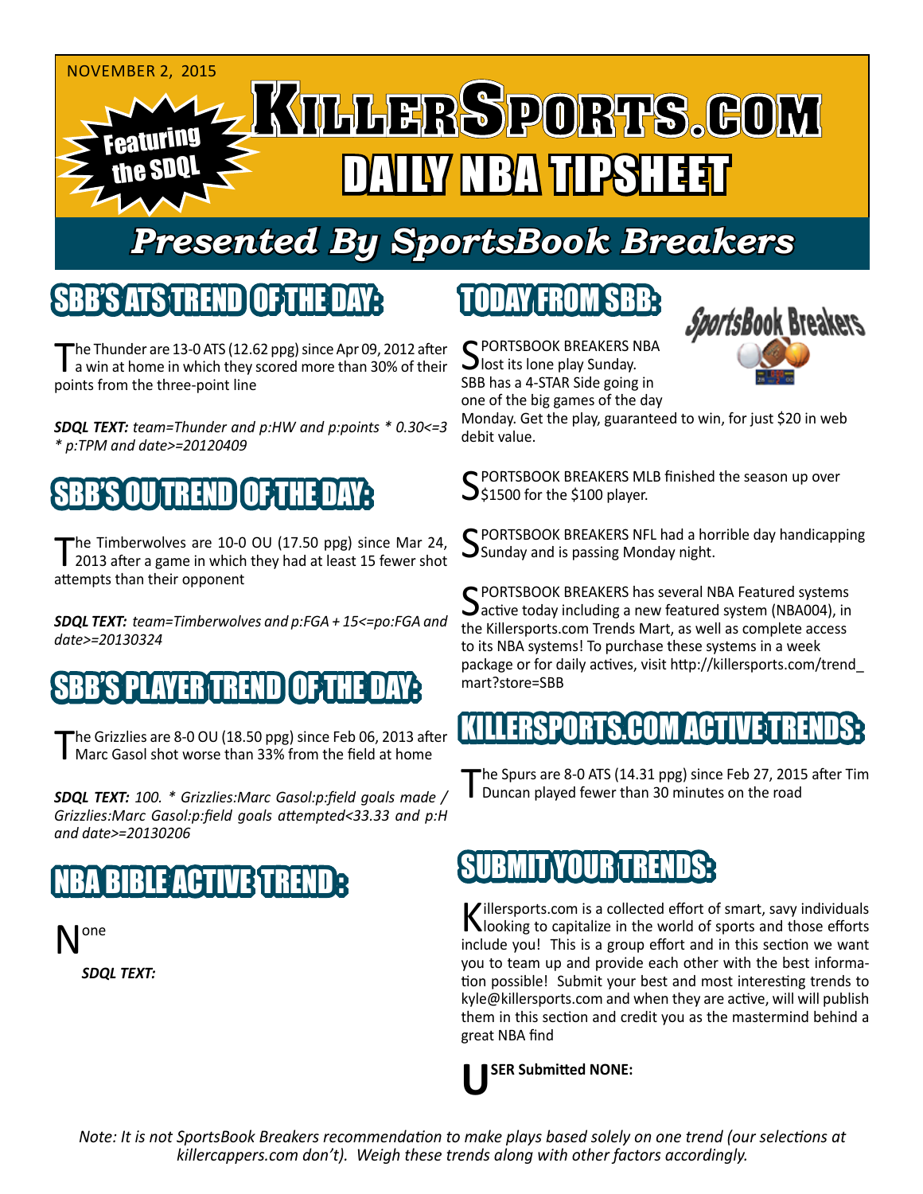NOVEMBER 2, 2015

# KillerSports.com

## DAILY NBA TIPSHEET

Featuring the SDQL

## Presented By SportsBook Breakers

## SBB'S ATS TREND OF THE DAY:

The Thunder are 13-0 ATS (12.62 ppg) since Apr 09, 2012 after a win at home in which they scored more than 30% of their points from the three-point line

***SDQL TEXT:*** *team=Thunder and p:HW and p:points * 0.30<=3 * p:TPM and date>=20120409*

## SBB'S OU TREND OF THE DAY:

The Timberwolves are 10-0 OU (17.50 ppg) since Mar 24, 2013 after a game in which they had at least 15 fewer shot attempts than their opponent

***SDQL TEXT:*** *team=Timberwolves and p:FGA + 15<=po:FGA and date>=20130324*

## SBB'S PLAYER TREND OF THE DAY:

The Grizzlies are 8-0 OU (18.50 ppg) since Feb 06, 2013 after Marc Gasol shot worse than 33% from the field at home

***SDQL TEXT:*** *100. * Grizzlies:Marc Gasol:p:field goals made / Grizzlies:Marc Gasol:p:field goals attempted<33.33 and p:H and date>=20130206*

## NBA BIBLE ACTIVE TREND:

None

***SDQL TEXT:***

## TODAY FROM SBB:

SPORTSBOOK BREAKERS NBA lost its lone play Sunday. SBB has a 4-STAR Side going in one of the big games of the day Monday. Get the play, guaranteed to win, for just $20 in web debit value.

SPORTSBOOK BREAKERS MLB finished the season up over $1500 for the $100 player.

SPORTSBOOK BREAKERS NFL had a horrible day handicapping Sunday and is passing Monday night.

SPORTSBOOK BREAKERS has several NBA Featured systems active today including a new featured system (NBA004), in the Killersports.com Trends Mart, as well as complete access to its NBA systems! To purchase these systems in a week package or for daily actives, visit http://killersports.com/trend_mart?store=SBB

## KILLERSPORTS.COM ACTIVE TRENDS:

The Spurs are 8-0 ATS (14.31 ppg) since Feb 27, 2015 after Tim Duncan played fewer than 30 minutes on the road

## SUBMIT YOUR TRENDS:

Killersports.com is a collected effort of smart, savy individuals looking to capitalize in the world of sports and those efforts include you! This is a group effort and in this section we want you to team up and provide each other with the best information possible! Submit your best and most interesting trends to kyle@killersports.com and when they are active, will will publish them in this section and credit you as the mastermind behind a great NBA find

**USER Submitted NONE:**

*Note: It is not SportsBook Breakers recommendation to make plays based solely on one trend (our selections at killercappers.com don't). Weigh these trends along with other factors accordingly.*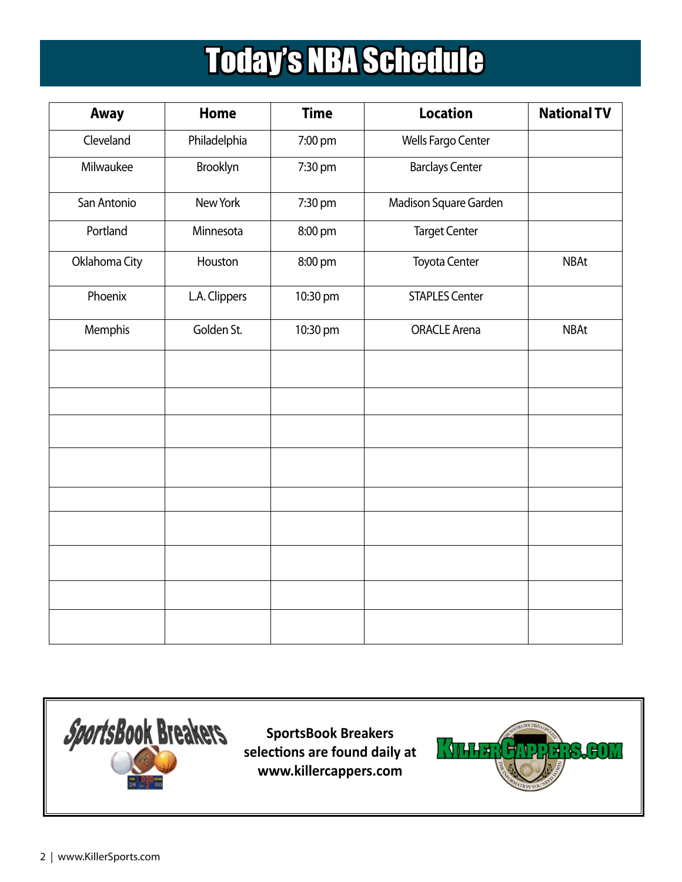# Today's NBA Schedule

| Away | Home | Time | Location | National TV |
|---|---|---|---|---|
| Cleveland | Philadelphia | 7:00 pm | Wells Fargo Center | |
| Milwaukee | Brooklyn | 7:30 pm | Barclays Center | |
| San Antonio | New York | 7:30 pm | Madison Square Garden | |
| Portland | Minnesota | 8:00 pm | Target Center | |
| Oklahoma City | Houston | 8:00 pm | Toyota Center | NBAt |
| Phoenix | L.A. Clippers | 10:30 pm | STAPLES Center | |
| Memphis | Golden St. | 10:30 pm | ORACLE Arena | NBAt |
| | | | | |
| | | | | |
| | | | | |
| | | | | |
| | | | | |
| | | | | |
| | | | | |
| | | | | |
| | | | | |

SportsBook Breakers

**SportsBook Breakers selections are found daily at www.killercappers.com**

KILLERCAPPERS.COM